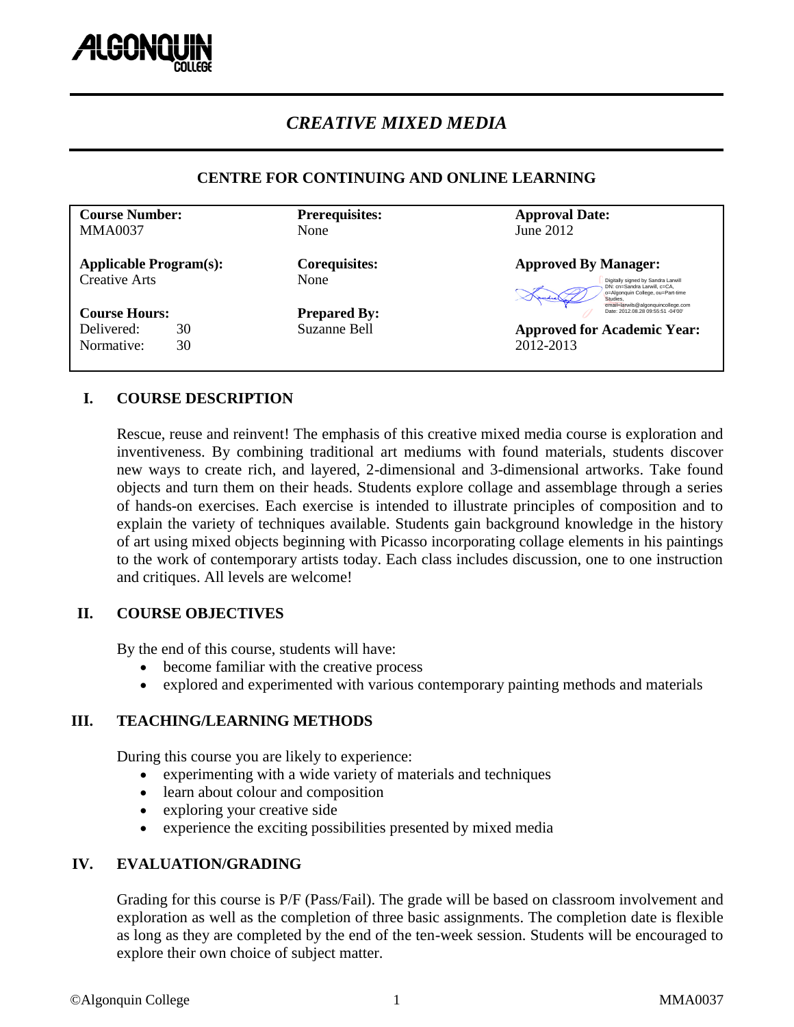# CREATIVE MIXED MEDIA

## CENTRE FOR CONTINUING AND ONLINE LEARNING

| **Course Number:** MMA0037 | **Prerequisites:** None | **Approval Date:** June 2012 |
|---|---|---|
| **Applicable Program(s):** Creative Arts | **Corequisites:** None | **Approved By Manager:** Digitally signed by Sandra Larwill DN: cn=Sandra Larwill, c=CA, o=Algonquin College, ou=Part-time Studies, email=larwils@algonquincollege.com Date: 2012.08.28 09:55:51 -04'00' |
| **Course Hours:** Delivered: 30 Normative: 30 | **Prepared By:** Suzanne Bell | **Approved for Academic Year:** 2012-2013 |

## I. COURSE DESCRIPTION

Rescue, reuse and reinvent! The emphasis of this creative mixed media course is exploration and inventiveness. By combining traditional art mediums with found materials, students discover new ways to create rich, and layered, 2-dimensional and 3-dimensional artworks. Take found objects and turn them on their heads. Students explore collage and assemblage through a series of hands-on exercises. Each exercise is intended to illustrate principles of composition and to explain the variety of techniques available. Students gain background knowledge in the history of art using mixed objects beginning with Picasso incorporating collage elements in his paintings to the work of contemporary artists today. Each class includes discussion, one to one instruction and critiques. All levels are welcome!

## II. COURSE OBJECTIVES

By the end of this course, students will have:

- become familiar with the creative process
- explored and experimented with various contemporary painting methods and materials

## III. TEACHING/LEARNING METHODS

During this course you are likely to experience:

- experimenting with a wide variety of materials and techniques
- learn about colour and composition
- exploring your creative side
- experience the exciting possibilities presented by mixed media

## IV. EVALUATION/GRADING

Grading for this course is P/F (Pass/Fail). The grade will be based on classroom involvement and exploration as well as the completion of three basic assignments. The completion date is flexible as long as they are completed by the end of the ten-week session. Students will be encouraged to explore their own choice of subject matter.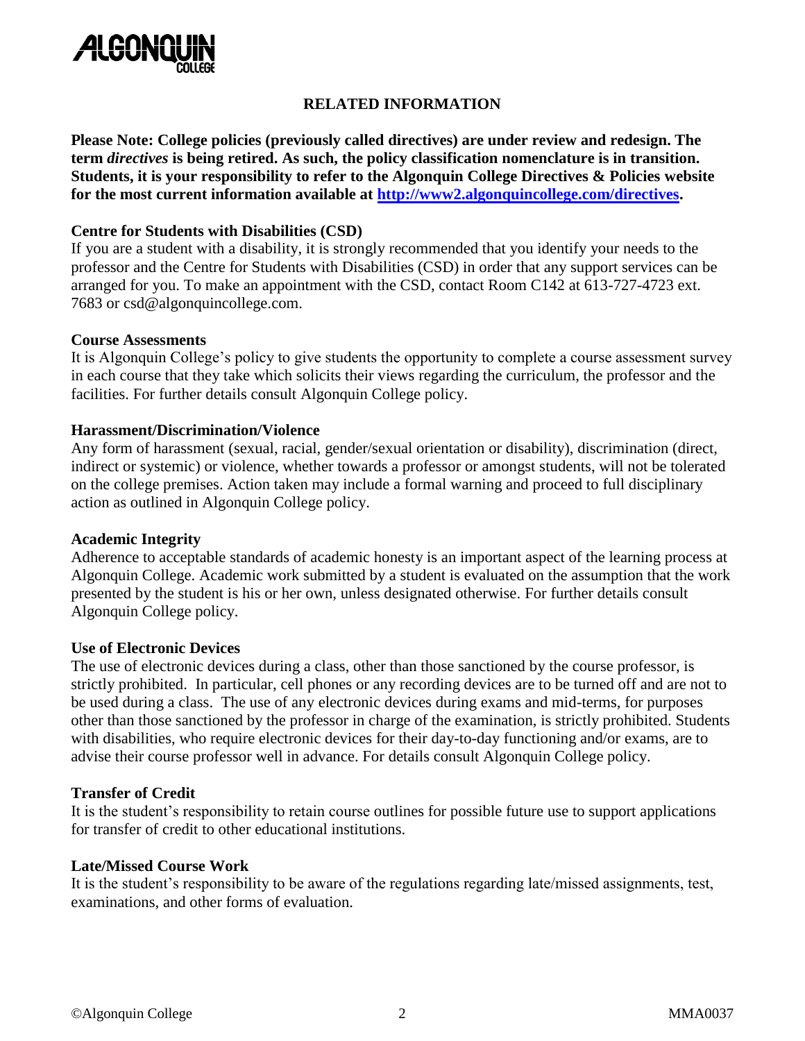## RELATED INFORMATION

**Please Note: College policies (previously called directives) are under review and redesign. The term *directives* is being retired. As such, the policy classification nomenclature is in transition. Students, it is your responsibility to refer to the Algonquin College Directives & Policies website for the most current information available at [http://www2.algonquincollege.com/directives](http://www2.algonquincollege.com/directives).**

**Centre for Students with Disabilities (CSD)**

If you are a student with a disability, it is strongly recommended that you identify your needs to the professor and the Centre for Students with Disabilities (CSD) in order that any support services can be arranged for you. To make an appointment with the CSD, contact Room C142 at 613-727-4723 ext. 7683 or csd@algonquincollege.com.

**Course Assessments**

It is Algonquin College's policy to give students the opportunity to complete a course assessment survey in each course that they take which solicits their views regarding the curriculum, the professor and the facilities. For further details consult Algonquin College policy.

**Harassment/Discrimination/Violence**

Any form of harassment (sexual, racial, gender/sexual orientation or disability), discrimination (direct, indirect or systemic) or violence, whether towards a professor or amongst students, will not be tolerated on the college premises. Action taken may include a formal warning and proceed to full disciplinary action as outlined in Algonquin College policy.

**Academic Integrity**

Adherence to acceptable standards of academic honesty is an important aspect of the learning process at Algonquin College. Academic work submitted by a student is evaluated on the assumption that the work presented by the student is his or her own, unless designated otherwise. For further details consult Algonquin College policy.

**Use of Electronic Devices**

The use of electronic devices during a class, other than those sanctioned by the course professor, is strictly prohibited. In particular, cell phones or any recording devices are to be turned off and are not to be used during a class. The use of any electronic devices during exams and mid-terms, for purposes other than those sanctioned by the professor in charge of the examination, is strictly prohibited. Students with disabilities, who require electronic devices for their day-to-day functioning and/or exams, are to advise their course professor well in advance. For details consult Algonquin College policy.

**Transfer of Credit**

It is the student's responsibility to retain course outlines for possible future use to support applications for transfer of credit to other educational institutions.

**Late/Missed Course Work**

It is the student's responsibility to be aware of the regulations regarding late/missed assignments, test, examinations, and other forms of evaluation.